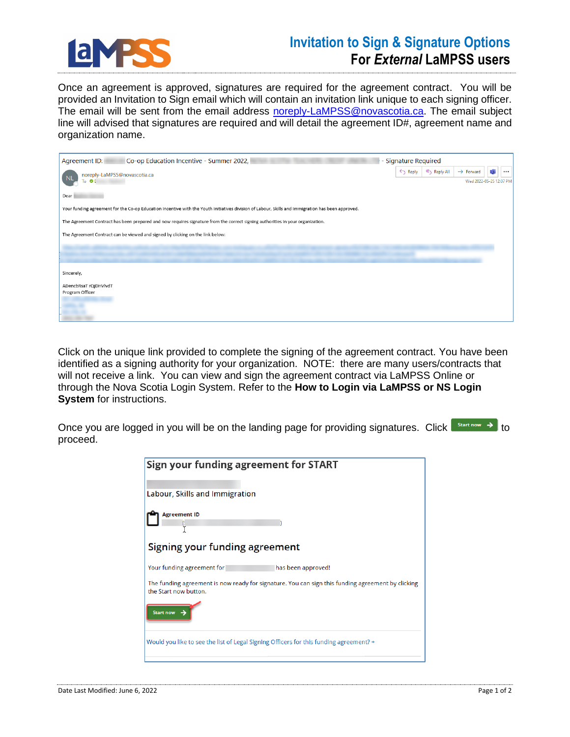# Invitation to Sign & Signature Options

## For *External* LaMPSS users

Once an agreement is approved, signatures are required for the agreement contract. You will be provided an Invitation to Sign email which will contain an invitation link unique to each signing officer. The email will be sent from the email address noreply-LaMPSS@novascotia.ca. The email subject line will advised that signatures are required and will detail the agreement ID#, agreement name and organization name.

Agreement ID: Co-op Education Incentive - Summer 2022, - Signature Required

noreply-LaMPSS@novascotia.ca

Wed 2022-05-25 12:07 PM

Dear

Your funding agreement for the Co-op Education Incentive with the Youth Initiatives division of Labour, Skills and Immigration has been approved.

The Agreement Contract has been prepared and now requires signature from the correct signing authorities in your organization.

The Agreement Contract can be viewed and signed by clicking on the link below:

Sincerely,

ADencbRsaT rQjDHVlvdT
Program Officer

Click on the unique link provided to complete the signing of the agreement contract. You have been identified as a signing authority for your organization. NOTE: there are many users/contracts that will not receive a link. You can view and sign the agreement contract via LaMPSS Online or through the Nova Scotia Login System. Refer to the **How to Login via LaMPSS or NS Login System** for instructions.

Once you are logged in you will be on the landing page for providing signatures. Click **Start now** to proceed.

**Sign your funding agreement for START**

Labour, Skills and Immigration

**Agreement ID**

**Signing your funding agreement**

Your funding agreement for has been approved!

The funding agreement is now ready for signature. You can sign this funding agreement by clicking the Start now button.

**Start now**

Would you like to see the list of Legal Signing Officers for this funding agreement? +

Date Last Modified: June 6, 2022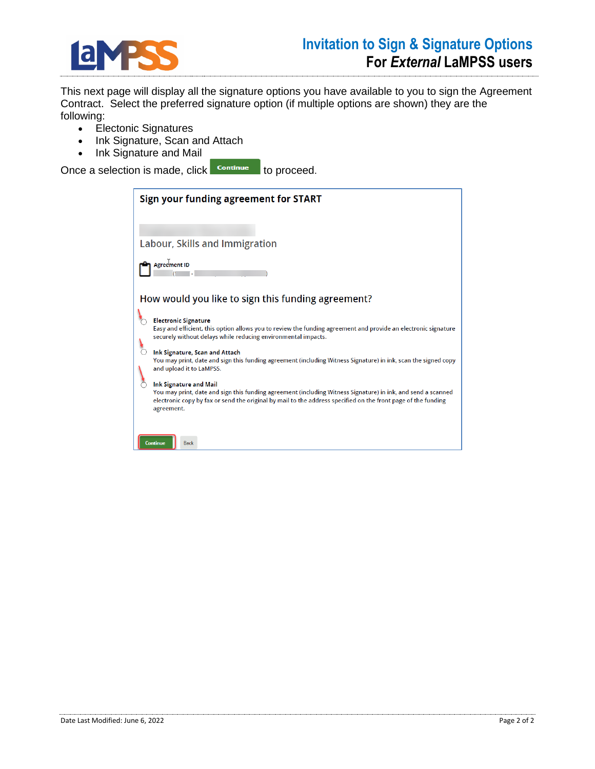This next page will display all the signature options you have available to you to sign the Agreement Contract. Select the preferred signature option (if multiple options are shown) they are the following:

- Electonic Signatures
- Ink Signature, Scan and Attach
- Ink Signature and Mail

Once a selection is made, click **Continue** to proceed.

**Sign your funding agreement for START**

Labour, Skills and Immigration

Agreement ID

How would you like to sign this funding agreement?

- **Electronic Signature**
  Easy and efficient, this option allows you to review the funding agreement and provide an electronic signature securely without delays while reducing environmental impacts.
- **Ink Signature, Scan and Attach**
  You may print, date and sign this funding agreement (including Witness Signature) in ink, scan the signed copy and upload it to LaMPSS.
- **Ink Signature and Mail**
  You may print, date and sign this funding agreement (including Witness Signature) in ink, and send a scanned electronic copy by fax or send the original by mail to the address specified on the front page of the funding agreement.

Continue | Back

Date Last Modified: June 6, 2022